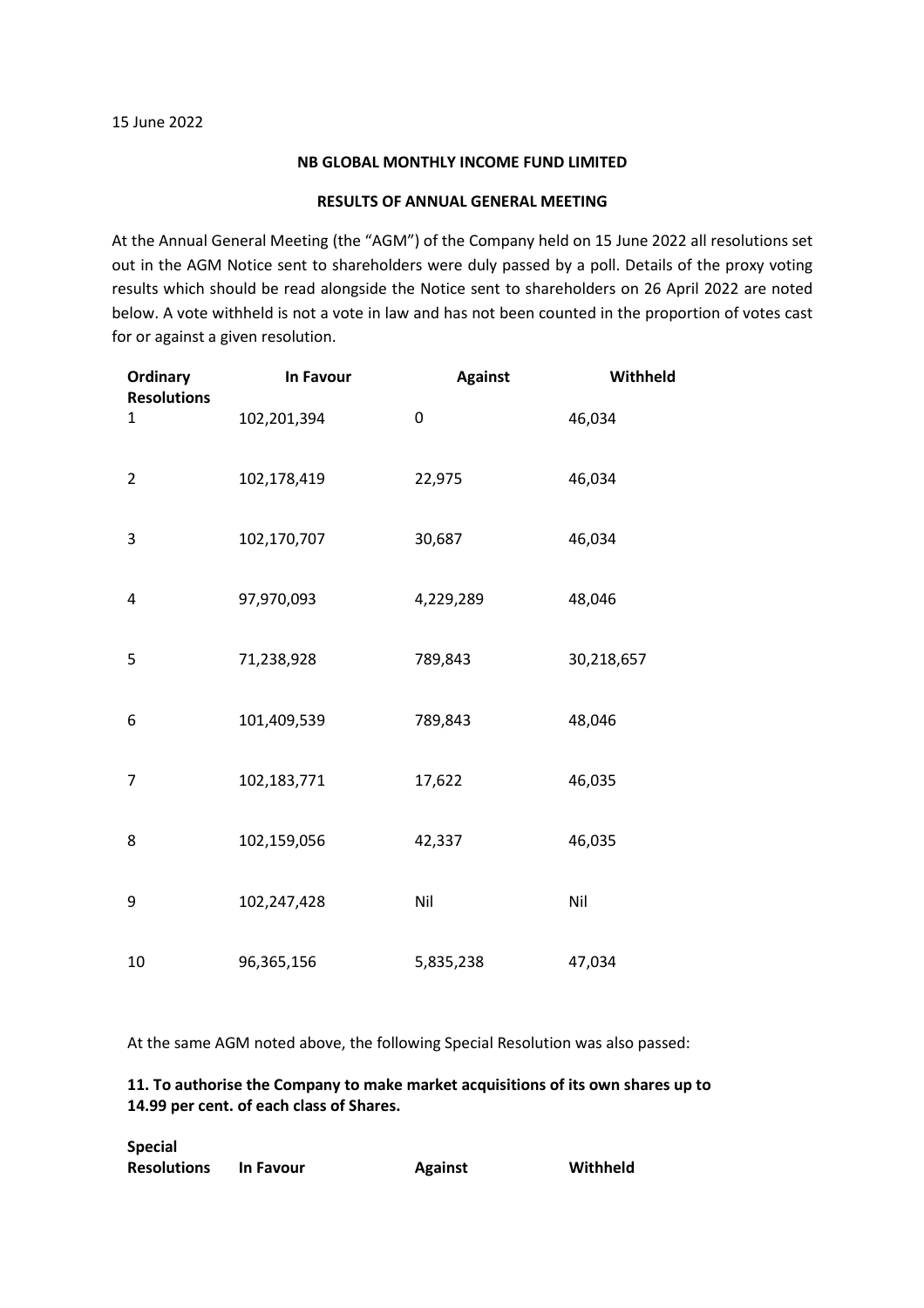15 June 2022

**NB GLOBAL MONTHLY INCOME FUND LIMITED**

**RESULTS OF ANNUAL GENERAL MEETING**

At the Annual General Meeting (the "AGM") of the Company held on 15 June 2022 all resolutions set out in the AGM Notice sent to shareholders were duly passed by a poll. Details of the proxy voting results which should be read alongside the Notice sent to shareholders on 26 April 2022 are noted below. A vote withheld is not a vote in law and has not been counted in the proportion of votes cast for or against a given resolution.

| Ordinary Resolutions | In Favour | Against | Withheld |
|---|---|---|---|
| 1 | 102,201,394 | 0 | 46,034 |
| 2 | 102,178,419 | 22,975 | 46,034 |
| 3 | 102,170,707 | 30,687 | 46,034 |
| 4 | 97,970,093 | 4,229,289 | 48,046 |
| 5 | 71,238,928 | 789,843 | 30,218,657 |
| 6 | 101,409,539 | 789,843 | 48,046 |
| 7 | 102,183,771 | 17,622 | 46,035 |
| 8 | 102,159,056 | 42,337 | 46,035 |
| 9 | 102,247,428 | Nil | Nil |
| 10 | 96,365,156 | 5,835,238 | 47,034 |

At the same AGM noted above, the following Special Resolution was also passed:

**11. To authorise the Company to make market acquisitions of its own shares up to 14.99 per cent. of each class of Shares.**

| Special Resolutions | In Favour | Against | Withheld |
|---|---|---|---|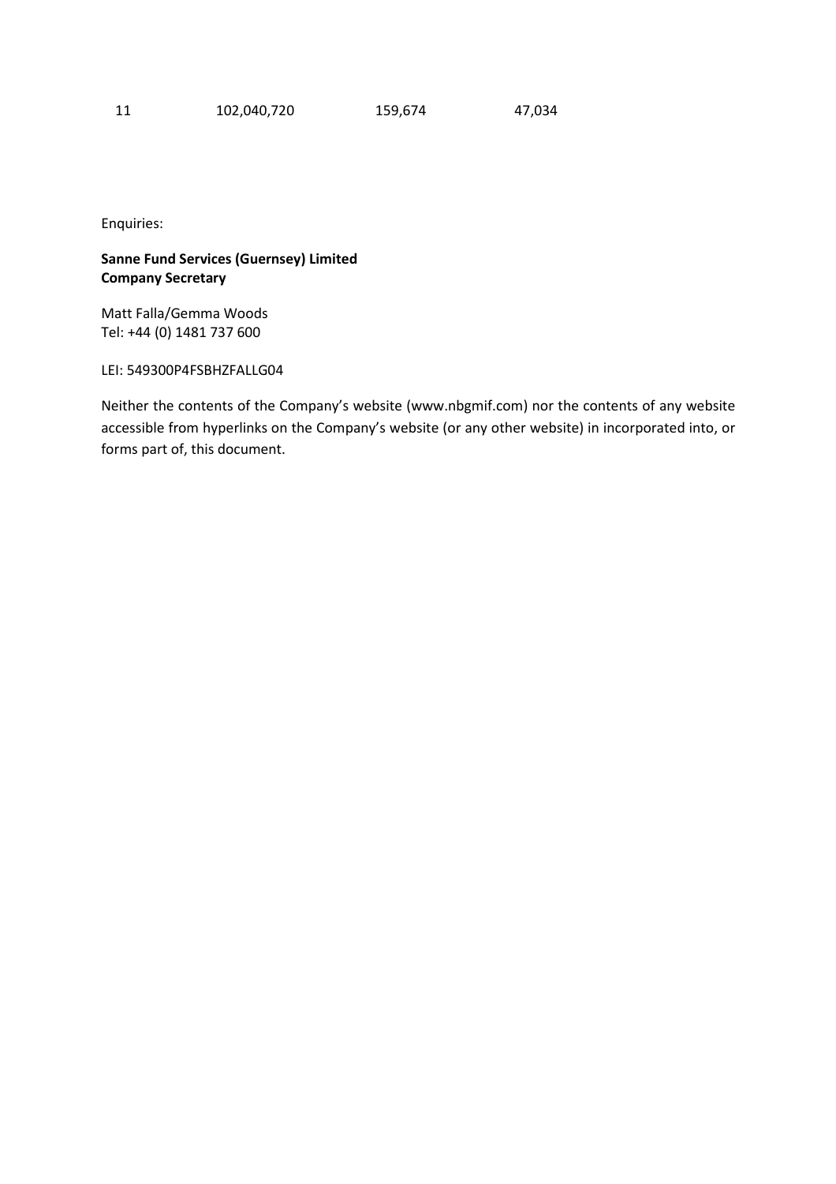| | | | |
|---|---|---|---|
| 11 | 102,040,720 | 159,674 | 47,034 |

Enquiries:

**Sanne Fund Services (Guernsey) Limited**
**Company Secretary**

Matt Falla/Gemma Woods
Tel: +44 (0) 1481 737 600

LEI: 549300P4FSBHZFALLG04

Neither the contents of the Company's website (www.nbgmif.com) nor the contents of any website accessible from hyperlinks on the Company's website (or any other website) in incorporated into, or forms part of, this document.